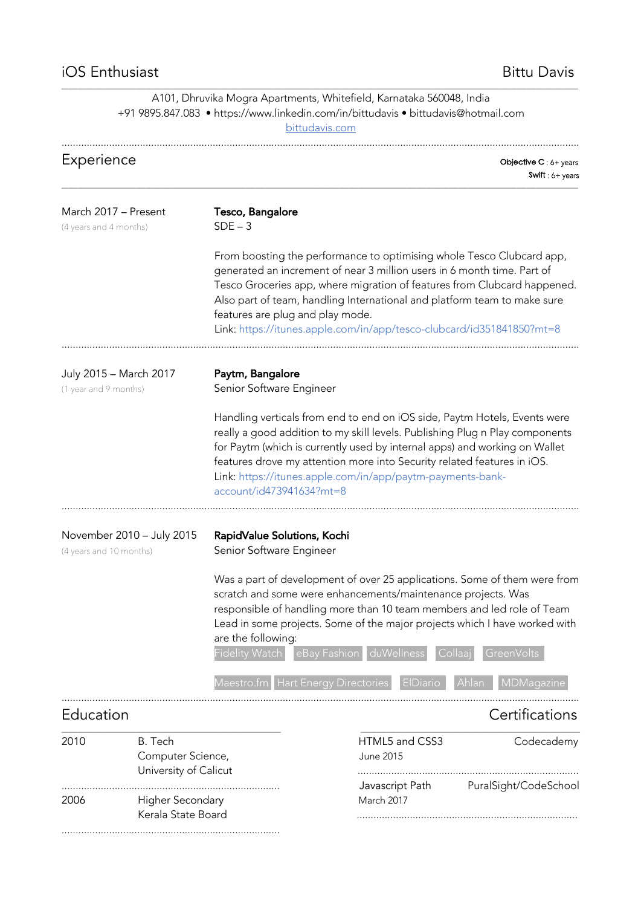iOS Enthusiast

# Bittu Davis

A101, Dhruvika Mogra Apartments, Whitefield, Karnataka 560048, India
+91 9895.847.083 • https://www.linkedin.com/in/bittudavis • bittudavis@hotmail.com
bittudavis.com

## Experience

**Objective C** : 6+ years
**Swift** : 6+ years

---

March 2017 – Present
(4 years and 4 months)

**Tesco, Bangalore**
SDE – 3

From boosting the performance to optimising whole Tesco Clubcard app, generated an increment of near 3 million users in 6 month time. Part of Tesco Groceries app, where migration of features from Clubcard happened. Also part of team, handling International and platform team to make sure features are plug and play mode.
Link: https://itunes.apple.com/in/app/tesco-clubcard/id351841850?mt=8

---

July 2015 – March 2017
(1 year and 9 months)

**Paytm, Bangalore**
Senior Software Engineer

Handling verticals from end to end on iOS side, Paytm Hotels, Events were really a good addition to my skill levels. Publishing Plug n Play components for Paytm (which is currently used by internal apps) and working on Wallet features drove my attention more into Security related features in iOS.
Link: https://itunes.apple.com/in/app/paytm-payments-bank-account/id473941634?mt=8

---

November 2010 – July 2015
(4 years and 10 months)

**RapidValue Solutions, Kochi**
Senior Software Engineer

Was a part of development of over 25 applications. Some of them were from scratch and some were enhancements/maintenance projects. Was responsible of handling more than 10 team members and led role of Team Lead in some projects. Some of the major projects which I have worked with are the following:

Fidelity Watch | eBay Fashion | duWellness | Collaaj | GreenVolts | Maestro.fm | Hart Energy Directories | ElDiario | Ahlan | MDMagazine

---

## Education

| | |
|---|---|
| 2010 | B. Tech<br>Computer Science,<br>University of Calicut |
| 2006 | Higher Secondary<br>Kerala State Board |

## Certifications

| | |
|---|---|
| HTML5 and CSS3<br>June 2015 | Codecademy |
| Javascript Path<br>March 2017 | PuralSight/CodeSchool |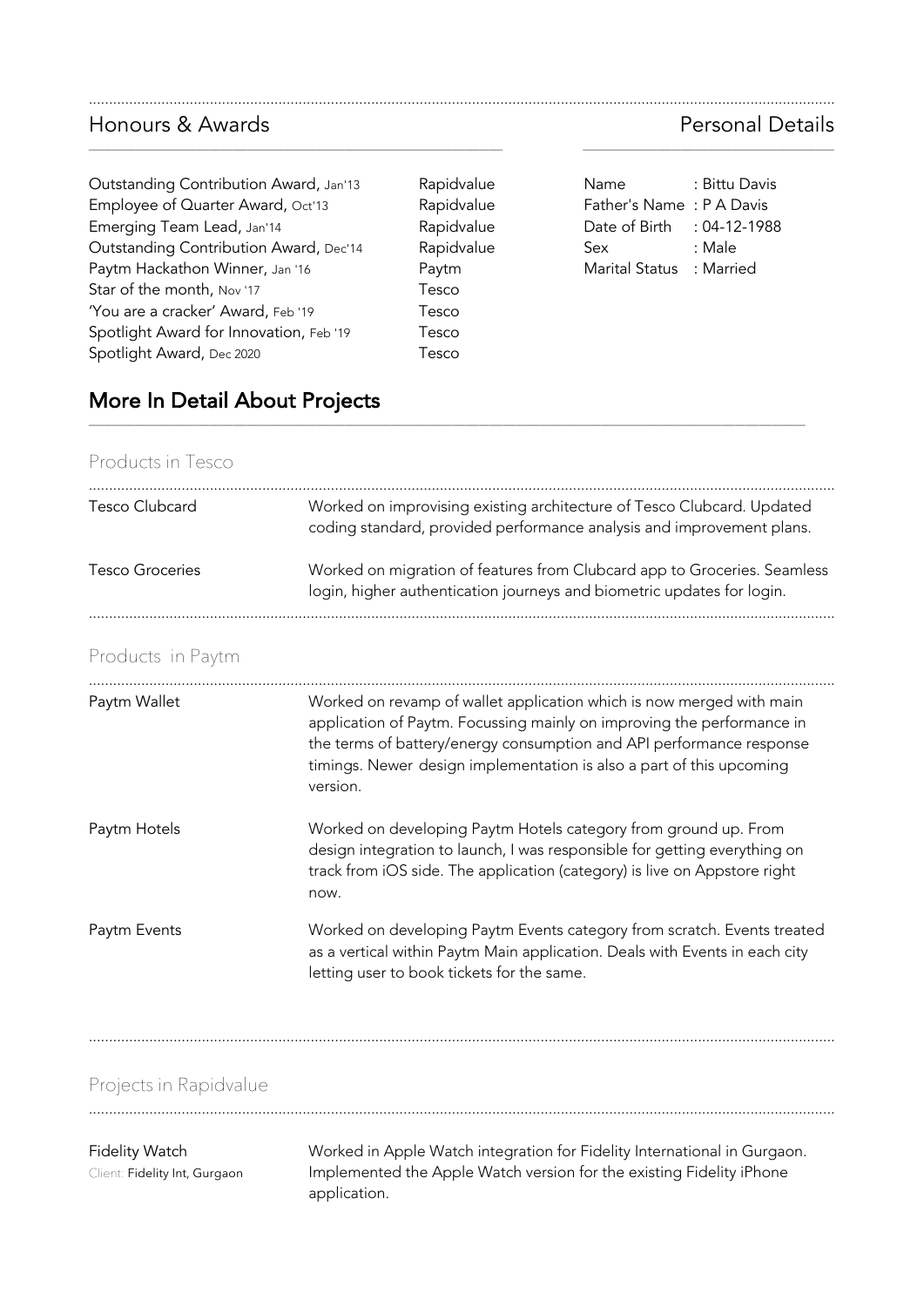## Honours & Awards

| Award | Organization |
| --- | --- |
| Outstanding Contribution Award, Jan'13 | Rapidvalue |
| Employee of Quarter Award, Oct'13 | Rapidvalue |
| Emerging Team Lead, Jan'14 | Rapidvalue |
| Outstanding Contribution Award, Dec'14 | Rapidvalue |
| Paytm Hackathon Winner, Jan '16 | Paytm |
| Star of the month, Nov '17 | Tesco |
| 'You are a cracker' Award, Feb '19 | Tesco |
| Spotlight Award for Innovation, Feb '19 | Tesco |
| Spotlight Award, Dec 2020 | Tesco |

## Personal Details

| | |
| --- | --- |
| Name | : Bittu Davis |
| Father's Name | : P A Davis |
| Date of Birth | : 04-12-1988 |
| Sex | : Male |
| Marital Status | : Married |

## More In Detail About Projects

### Products in Tesco

**Tesco Clubcard**
Worked on improvising existing architecture of Tesco Clubcard. Updated coding standard, provided performance analysis and improvement plans.

**Tesco Groceries**
Worked on migration of features from Clubcard app to Groceries. Seamless login, higher authentication journeys and biometric updates for login.

### Products in Paytm

**Paytm Wallet**
Worked on revamp of wallet application which is now merged with main application of Paytm. Focussing mainly on improving the performance in the terms of battery/energy consumption and API performance response timings. Newer design implementation is also a part of this upcoming version.

**Paytm Hotels**
Worked on developing Paytm Hotels category from ground up. From design integration to launch, I was responsible for getting everything on track from iOS side. The application (category) is live on Appstore right now.

**Paytm Events**
Worked on developing Paytm Events category from scratch. Events treated as a vertical within Paytm Main application. Deals with Events in each city letting user to book tickets for the same.

### Projects in Rapidvalue

**Fidelity Watch**
Client: Fidelity Int, Gurgaon
Worked in Apple Watch integration for Fidelity International in Gurgaon. Implemented the Apple Watch version for the existing Fidelity iPhone application.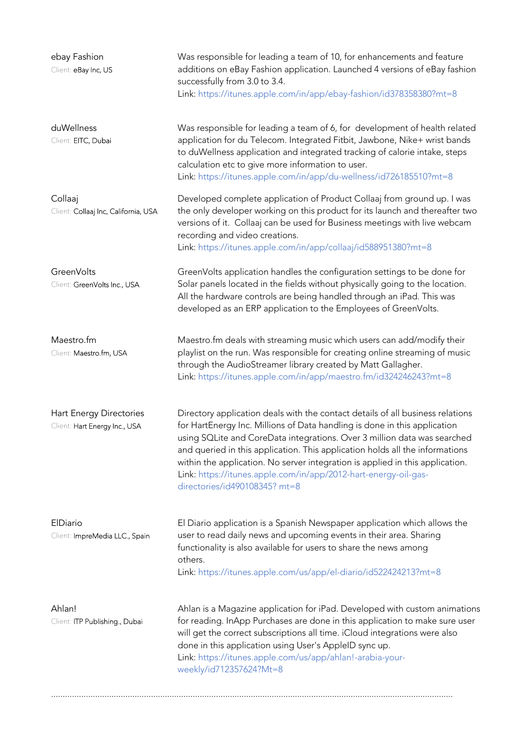**ebay Fashion**
Client: eBay Inc, US

Was responsible for leading a team of 10, for enhancements and feature additions on eBay Fashion application. Launched 4 versions of eBay fashion successfully from 3.0 to 3.4.
Link: https://itunes.apple.com/in/app/ebay-fashion/id378358380?mt=8

**duWellness**
Client: EITC, Dubai

Was responsible for leading a team of 6, for development of health related application for du Telecom. Integrated Fitbit, Jawbone, Nike+ wrist bands to duWellness application and integrated tracking of calorie intake, steps calculation etc to give more information to user.
Link: https://itunes.apple.com/in/app/du-wellness/id726185510?mt=8

**Collaaj**
Client: Collaaj Inc, California, USA

Developed complete application of Product Collaaj from ground up. I was the only developer working on this product for its launch and thereafter two versions of it. Collaaj can be used for Business meetings with live webcam recording and video creations.
Link: https://itunes.apple.com/in/app/collaaj/id588951380?mt=8

**GreenVolts**
Client: GreenVolts Inc., USA

GreenVolts application handles the configuration settings to be done for Solar panels located in the fields without physically going to the location. All the hardware controls are being handled through an iPad. This was developed as an ERP application to the Employees of GreenVolts.

**Maestro.fm**
Client: Maestro.fm, USA

Maestro.fm deals with streaming music which users can add/modify their playlist on the run. Was responsible for creating online streaming of music through the AudioStreamer library created by Matt Gallagher.
Link: https://itunes.apple.com/in/app/maestro.fm/id324246243?mt=8

**Hart Energy Directories**
Client: Hart Energy Inc., USA

Directory application deals with the contact details of all business relations for HartEnergy Inc. Millions of Data handling is done in this application using SQLite and CoreData integrations. Over 3 million data was searched and queried in this application. This application holds all the informations within the application. No server integration is applied in this application.
Link: https://itunes.apple.com/in/app/2012-hart-energy-oil-gas-directories/id490108345? mt=8

**ElDiario**
Client: ImpreMedia LLC., Spain

El Diario application is a Spanish Newspaper application which allows the user to read daily news and upcoming events in their area. Sharing functionality is also available for users to share the news among others.
Link: https://itunes.apple.com/us/app/el-diario/id522424213?mt=8

**Ahlan!**
Client: ITP Publishing., Dubai

Ahlan is a Magazine application for iPad. Developed with custom animations for reading. InApp Purchases are done in this application to make sure user will get the correct subscriptions all time. iCloud integrations were also done in this application using User's AppleID sync up.
Link: https://itunes.apple.com/us/app/ahlan!-arabia-your-weekly/id712357624?Mt=8